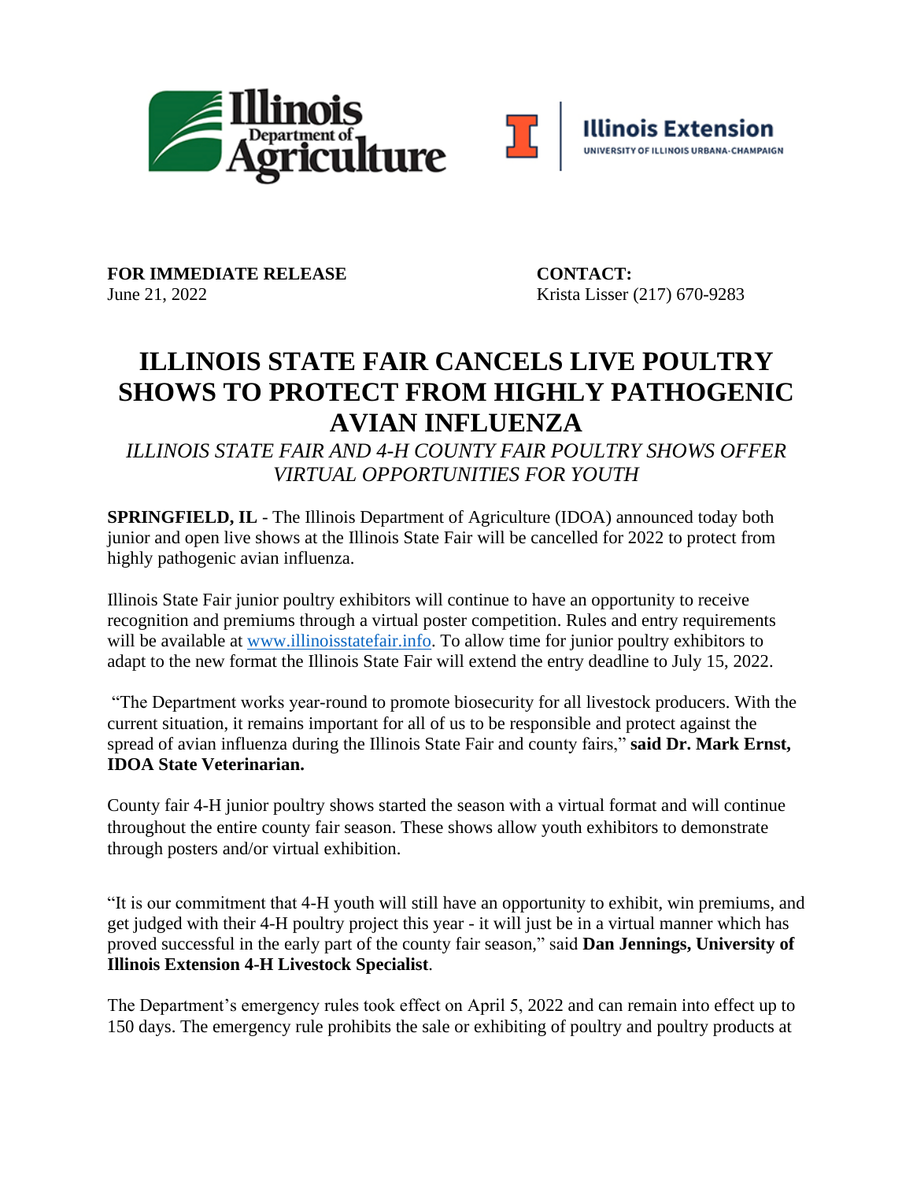**FOR IMMEDIATE RELEASE**
June 21, 2022

**CONTACT:**
Krista Lisser (217) 670-9283

# ILLINOIS STATE FAIR CANCELS LIVE POULTRY SHOWS TO PROTECT FROM HIGHLY PATHOGENIC AVIAN INFLUENZA

*ILLINOIS STATE FAIR AND 4-H COUNTY FAIR POULTRY SHOWS OFFER VIRTUAL OPPORTUNITIES FOR YOUTH*

**SPRINGFIELD, IL** - The Illinois Department of Agriculture (IDOA) announced today both junior and open live shows at the Illinois State Fair will be cancelled for 2022 to protect from highly pathogenic avian influenza.

Illinois State Fair junior poultry exhibitors will continue to have an opportunity to receive recognition and premiums through a virtual poster competition. Rules and entry requirements will be available at [www.illinoisstatefair.info](http://www.illinoisstatefair.info). To allow time for junior poultry exhibitors to adapt to the new format the Illinois State Fair will extend the entry deadline to July 15, 2022.

"The Department works year-round to promote biosecurity for all livestock producers. With the current situation, it remains important for all of us to be responsible and protect against the spread of avian influenza during the Illinois State Fair and county fairs," **said Dr. Mark Ernst, IDOA State Veterinarian.**

County fair 4-H junior poultry shows started the season with a virtual format and will continue throughout the entire county fair season. These shows allow youth exhibitors to demonstrate through posters and/or virtual exhibition.

"It is our commitment that 4-H youth will still have an opportunity to exhibit, win premiums, and get judged with their 4-H poultry project this year - it will just be in a virtual manner which has proved successful in the early part of the county fair season," said **Dan Jennings, University of Illinois Extension 4-H Livestock Specialist**.

The Department's emergency rules took effect on April 5, 2022 and can remain into effect up to 150 days. The emergency rule prohibits the sale or exhibiting of poultry and poultry products at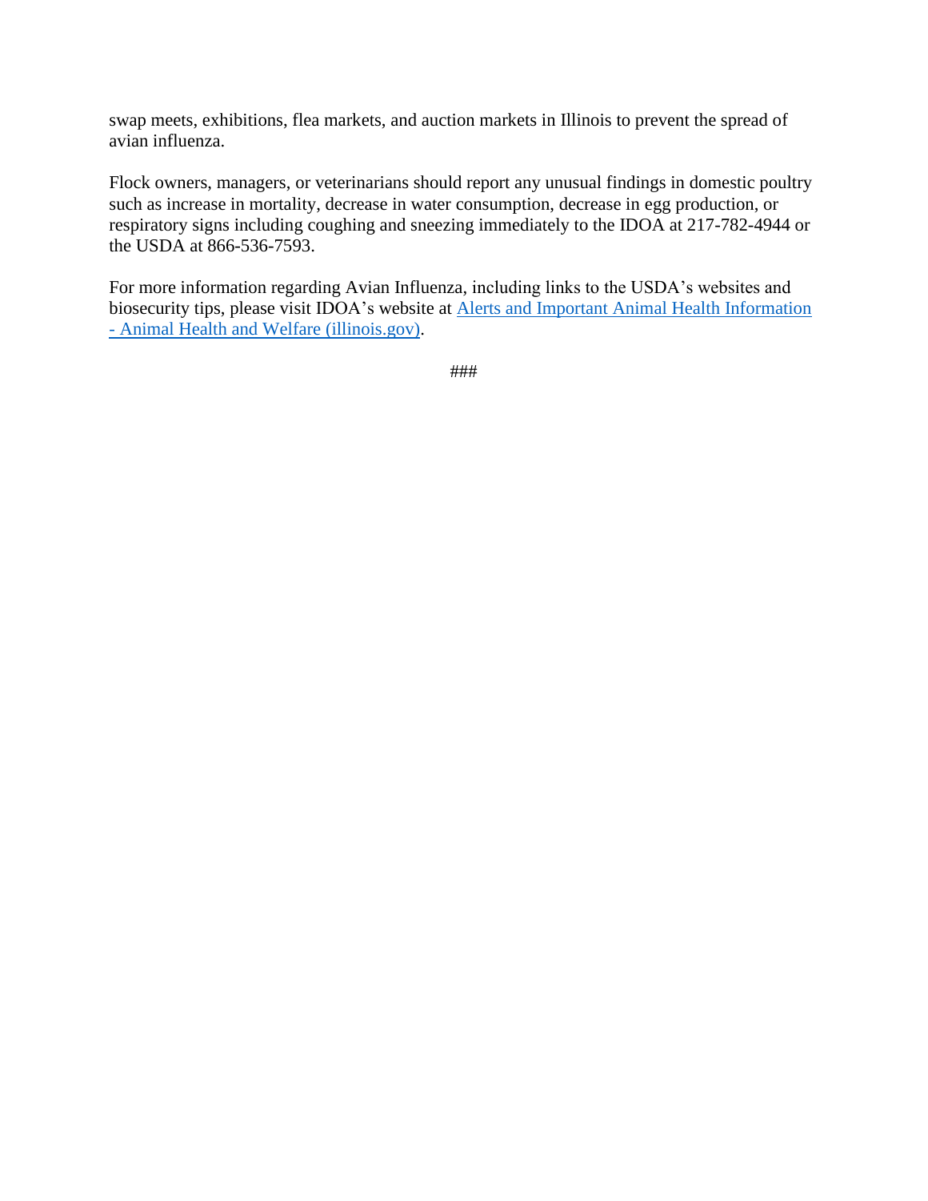swap meets, exhibitions, flea markets, and auction markets in Illinois to prevent the spread of avian influenza.

Flock owners, managers, or veterinarians should report any unusual findings in domestic poultry such as increase in mortality, decrease in water consumption, decrease in egg production, or respiratory signs including coughing and sneezing immediately to the IDOA at 217-782-4944 or the USDA at 866-536-7593.

For more information regarding Avian Influenza, including links to the USDA's websites and biosecurity tips, please visit IDOA's website at [Alerts and Important Animal Health Information - Animal Health and Welfare (illinois.gov)](illinois.gov).

###